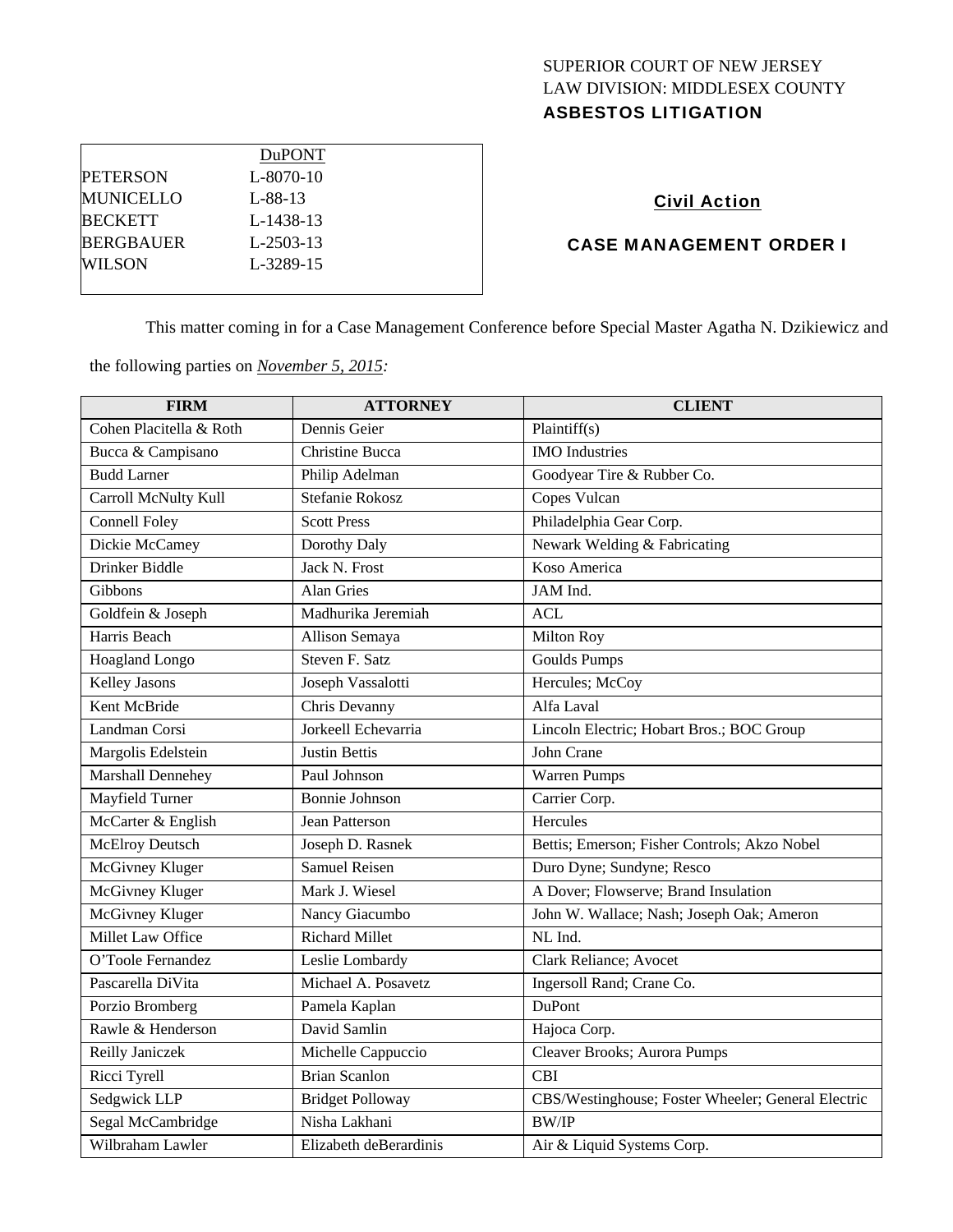SUPERIOR COURT OF NEW JERSEY
LAW DIVISION: MIDDLESEX COUNTY
**ASBESTOS LITIGATION**

| | DuPONT |
|---|---|
| PETERSON | L-8070-10 |
| MUNICELLO | L-88-13 |
| BECKETT | L-1438-13 |
| BERGBAUER | L-2503-13 |
| WILSON | L-3289-15 |

**Civil Action**

**CASE MANAGEMENT ORDER I**

This matter coming in for a Case Management Conference before Special Master Agatha N. Dzikiewicz and the following parties on ***November 5, 2015:***

| FIRM | ATTORNEY | CLIENT |
|---|---|---|
| Cohen Placitella & Roth | Dennis Geier | Plaintiff(s) |
| Bucca & Campisano | Christine Bucca | IMO Industries |
| Budd Larner | Philip Adelman | Goodyear Tire & Rubber Co. |
| Carroll McNulty Kull | Stefanie Rokosz | Copes Vulcan |
| Connell Foley | Scott Press | Philadelphia Gear Corp. |
| Dickie McCamey | Dorothy Daly | Newark Welding & Fabricating |
| Drinker Biddle | Jack N. Frost | Koso America |
| Gibbons | Alan Gries | JAM Ind. |
| Goldfein & Joseph | Madhurika Jeremiah | ACL |
| Harris Beach | Allison Semaya | Milton Roy |
| Hoagland Longo | Steven F. Satz | Goulds Pumps |
| Kelley Jasons | Joseph Vassalotti | Hercules; McCoy |
| Kent McBride | Chris Devanny | Alfa Laval |
| Landman Corsi | Jorkeell Echevarria | Lincoln Electric; Hobart Bros.; BOC Group |
| Margolis Edelstein | Justin Bettis | John Crane |
| Marshall Dennehey | Paul Johnson | Warren Pumps |
| Mayfield Turner | Bonnie Johnson | Carrier Corp. |
| McCarter & English | Jean Patterson | Hercules |
| McElroy Deutsch | Joseph D. Rasnek | Bettis; Emerson; Fisher Controls; Akzo Nobel |
| McGivney Kluger | Samuel Reisen | Duro Dyne; Sundyne; Resco |
| McGivney Kluger | Mark J. Wiesel | A Dover; Flowserve; Brand Insulation |
| McGivney Kluger | Nancy Giacumbo | John W. Wallace; Nash; Joseph Oak; Ameron |
| Millet Law Office | Richard Millet | NL Ind. |
| O'Toole Fernandez | Leslie Lombardy | Clark Reliance; Avocet |
| Pascarella DiVita | Michael A. Posavetz | Ingersoll Rand; Crane Co. |
| Porzio Bromberg | Pamela Kaplan | DuPont |
| Rawle & Henderson | David Samlin | Hajoca Corp. |
| Reilly Janiczek | Michelle Cappuccio | Cleaver Brooks; Aurora Pumps |
| Ricci Tyrell | Brian Scanlon | CBI |
| Sedgwick LLP | Bridget Polloway | CBS/Westinghouse; Foster Wheeler; General Electric |
| Segal McCambridge | Nisha Lakhani | BW/IP |
| Wilbraham Lawler | Elizabeth deBerardinis | Air & Liquid Systems Corp. |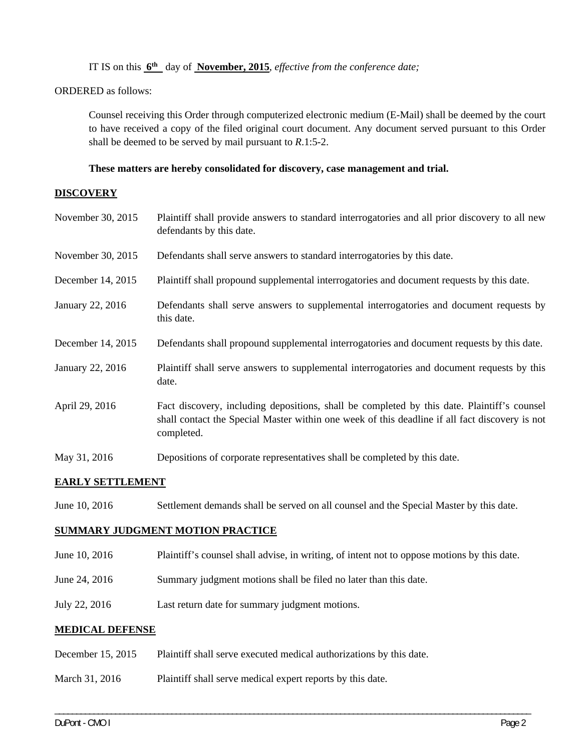IT IS on this **6th** day of **November, 2015**, *effective from the conference date;*

ORDERED as follows:

Counsel receiving this Order through computerized electronic medium (E-Mail) shall be deemed by the court to have received a copy of the filed original court document. Any document served pursuant to this Order shall be deemed to be served by mail pursuant to *R*.1:5-2.

**These matters are hereby consolidated for discovery, case management and trial.**

**DISCOVERY**

| | |
|---|---|
| November 30, 2015 | Plaintiff shall provide answers to standard interrogatories and all prior discovery to all new defendants by this date. |
| November 30, 2015 | Defendants shall serve answers to standard interrogatories by this date. |
| December 14, 2015 | Plaintiff shall propound supplemental interrogatories and document requests by this date. |
| January 22, 2016 | Defendants shall serve answers to supplemental interrogatories and document requests by this date. |
| December 14, 2015 | Defendants shall propound supplemental interrogatories and document requests by this date. |
| January 22, 2016 | Plaintiff shall serve answers to supplemental interrogatories and document requests by this date. |
| April 29, 2016 | Fact discovery, including depositions, shall be completed by this date. Plaintiff's counsel shall contact the Special Master within one week of this deadline if all fact discovery is not completed. |
| May 31, 2016 | Depositions of corporate representatives shall be completed by this date. |

**EARLY SETTLEMENT**

| | |
|---|---|
| June 10, 2016 | Settlement demands shall be served on all counsel and the Special Master by this date. |

**SUMMARY JUDGMENT MOTION PRACTICE**

| | |
|---|---|
| June 10, 2016 | Plaintiff's counsel shall advise, in writing, of intent not to oppose motions by this date. |
| June 24, 2016 | Summary judgment motions shall be filed no later than this date. |
| July 22, 2016 | Last return date for summary judgment motions. |

**MEDICAL DEFENSE**

| | |
|---|---|
| December 15, 2015 | Plaintiff shall serve executed medical authorizations by this date. |
| March 31, 2016 | Plaintiff shall serve medical expert reports by this date. |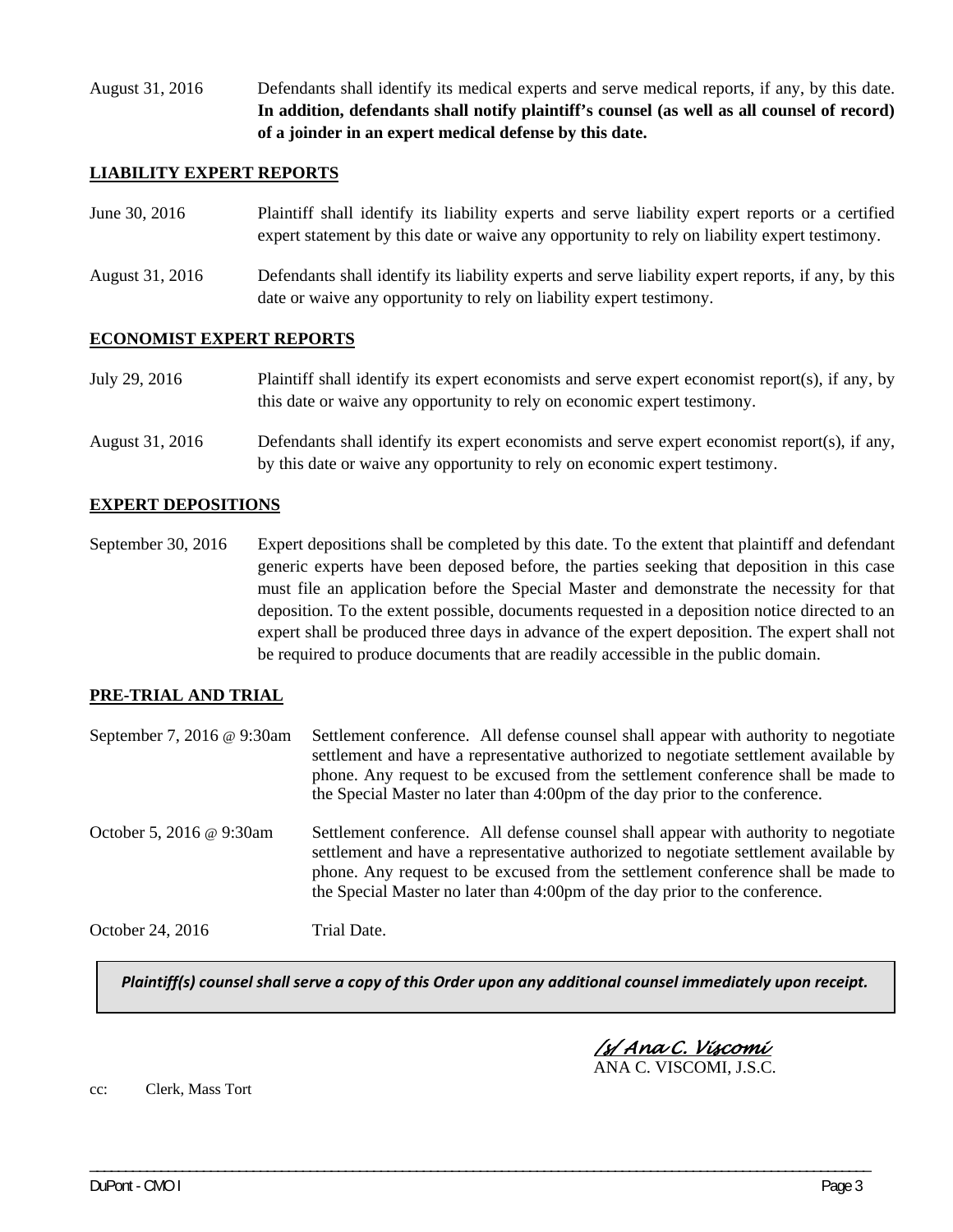August 31, 2016 Defendants shall identify its medical experts and serve medical reports, if any, by this date. **In addition, defendants shall notify plaintiff's counsel (as well as all counsel of record) of a joinder in an expert medical defense by this date.**

## LIABILITY EXPERT REPORTS

June 30, 2016 Plaintiff shall identify its liability experts and serve liability expert reports or a certified expert statement by this date or waive any opportunity to rely on liability expert testimony.

August 31, 2016 Defendants shall identify its liability experts and serve liability expert reports, if any, by this date or waive any opportunity to rely on liability expert testimony.

## ECONOMIST EXPERT REPORTS

July 29, 2016 Plaintiff shall identify its expert economists and serve expert economist report(s), if any, by this date or waive any opportunity to rely on economic expert testimony.

August 31, 2016 Defendants shall identify its expert economists and serve expert economist report(s), if any, by this date or waive any opportunity to rely on economic expert testimony.

## EXPERT DEPOSITIONS

September 30, 2016 Expert depositions shall be completed by this date. To the extent that plaintiff and defendant generic experts have been deposed before, the parties seeking that deposition in this case must file an application before the Special Master and demonstrate the necessity for that deposition. To the extent possible, documents requested in a deposition notice directed to an expert shall be produced three days in advance of the expert deposition. The expert shall not be required to produce documents that are readily accessible in the public domain.

## PRE-TRIAL AND TRIAL

September 7, 2016 @ 9:30am Settlement conference. All defense counsel shall appear with authority to negotiate settlement and have a representative authorized to negotiate settlement available by phone. Any request to be excused from the settlement conference shall be made to the Special Master no later than 4:00pm of the day prior to the conference.

October 5, 2016 @ 9:30am Settlement conference. All defense counsel shall appear with authority to negotiate settlement and have a representative authorized to negotiate settlement available by phone. Any request to be excused from the settlement conference shall be made to the Special Master no later than 4:00pm of the day prior to the conference.

October 24, 2016 Trial Date.

***Plaintiff(s) counsel shall serve a copy of this Order upon any additional counsel immediately upon receipt.***

*/s/ Ana C. Viscomi*
ANA C. VISCOMI, J.S.C.

cc: Clerk, Mass Tort